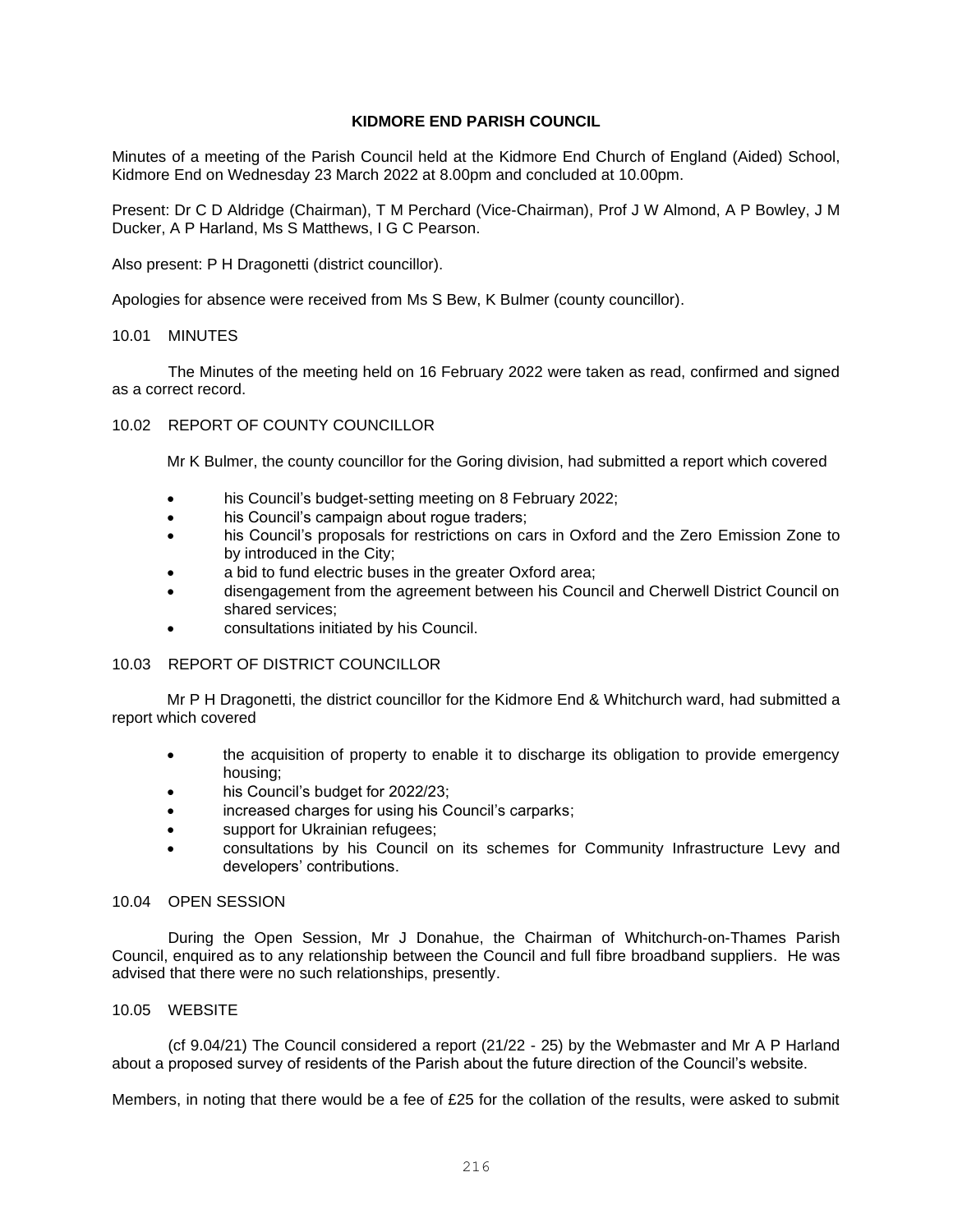# KIDMORE END PARISH COUNCIL

Minutes of a meeting of the Parish Council held at the Kidmore End Church of England (Aided) School, Kidmore End on Wednesday 23 March 2022 at 8.00pm and concluded at 10.00pm.

Present: Dr C D Aldridge (Chairman), T M Perchard (Vice-Chairman), Prof J W Almond, A P Bowley, J M Ducker, A P Harland, Ms S Matthews, I G C Pearson.

Also present: P H Dragonetti (district councillor).

Apologies for absence were received from Ms S Bew, K Bulmer (county councillor).

10.01 MINUTES

The Minutes of the meeting held on 16 February 2022 were taken as read, confirmed and signed as a correct record.

10.02 REPORT OF COUNTY COUNCILLOR

Mr K Bulmer, the county councillor for the Goring division, had submitted a report which covered

- his Council's budget-setting meeting on 8 February 2022;
- his Council's campaign about rogue traders;
- his Council's proposals for restrictions on cars in Oxford and the Zero Emission Zone to by introduced in the City;
- a bid to fund electric buses in the greater Oxford area;
- disengagement from the agreement between his Council and Cherwell District Council on shared services;
- consultations initiated by his Council.

10.03 REPORT OF DISTRICT COUNCILLOR

Mr P H Dragonetti, the district councillor for the Kidmore End & Whitchurch ward, had submitted a report which covered

- the acquisition of property to enable it to discharge its obligation to provide emergency housing;
- his Council's budget for 2022/23;
- increased charges for using his Council's carparks;
- support for Ukrainian refugees;
- consultations by his Council on its schemes for Community Infrastructure Levy and developers' contributions.

10.04 OPEN SESSION

During the Open Session, Mr J Donahue, the Chairman of Whitchurch-on-Thames Parish Council, enquired as to any relationship between the Council and full fibre broadband suppliers. He was advised that there were no such relationships, presently.

10.05 WEBSITE

(cf 9.04/21) The Council considered a report (21/22 - 25) by the Webmaster and Mr A P Harland about a proposed survey of residents of the Parish about the future direction of the Council's website.

Members, in noting that there would be a fee of £25 for the collation of the results, were asked to submit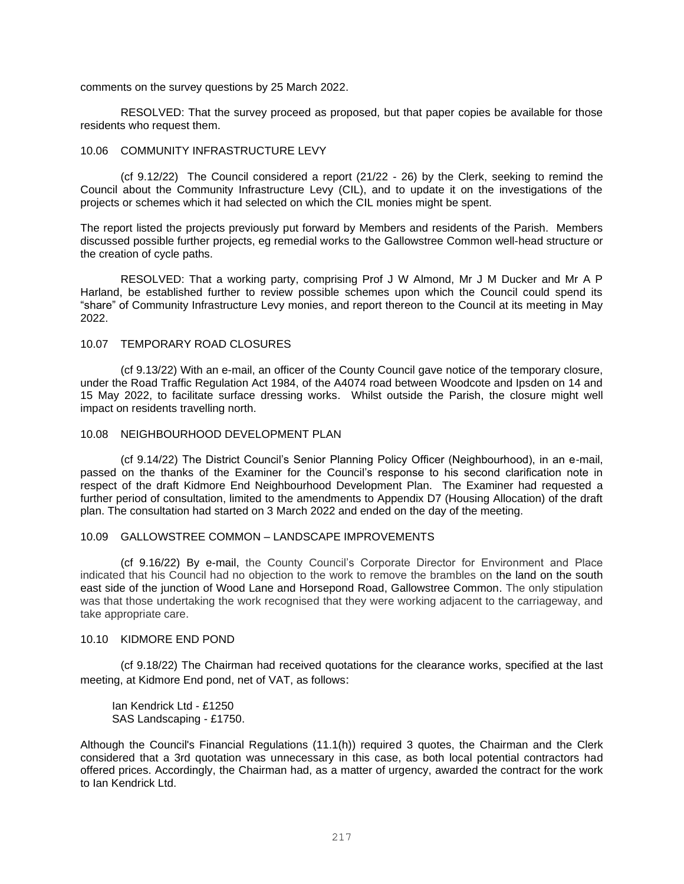comments on the survey questions by 25 March 2022.

RESOLVED: That the survey proceed as proposed, but that paper copies be available for those residents who request them.

10.06 COMMUNITY INFRASTRUCTURE LEVY

(cf 9.12/22) The Council considered a report (21/22 - 26) by the Clerk, seeking to remind the Council about the Community Infrastructure Levy (CIL), and to update it on the investigations of the projects or schemes which it had selected on which the CIL monies might be spent.

The report listed the projects previously put forward by Members and residents of the Parish. Members discussed possible further projects, eg remedial works to the Gallowstree Common well-head structure or the creation of cycle paths.

RESOLVED: That a working party, comprising Prof J W Almond, Mr J M Ducker and Mr A P Harland, be established further to review possible schemes upon which the Council could spend its "share" of Community Infrastructure Levy monies, and report thereon to the Council at its meeting in May 2022.

10.07 TEMPORARY ROAD CLOSURES

(cf 9.13/22) With an e-mail, an officer of the County Council gave notice of the temporary closure, under the Road Traffic Regulation Act 1984, of the A4074 road between Woodcote and Ipsden on 14 and 15 May 2022, to facilitate surface dressing works. Whilst outside the Parish, the closure might well impact on residents travelling north.

10.08 NEIGHBOURHOOD DEVELOPMENT PLAN

(cf 9.14/22) The District Council's Senior Planning Policy Officer (Neighbourhood), in an e-mail, passed on the thanks of the Examiner for the Council's response to his second clarification note in respect of the draft Kidmore End Neighbourhood Development Plan. The Examiner had requested a further period of consultation, limited to the amendments to Appendix D7 (Housing Allocation) of the draft plan. The consultation had started on 3 March 2022 and ended on the day of the meeting.

10.09 GALLOWSTREE COMMON – LANDSCAPE IMPROVEMENTS

(cf 9.16/22) By e-mail, the County Council's Corporate Director for Environment and Place indicated that his Council had no objection to the work to remove the brambles on the land on the south east side of the junction of Wood Lane and Horsepond Road, Gallowstree Common. The only stipulation was that those undertaking the work recognised that they were working adjacent to the carriageway, and take appropriate care.

10.10 KIDMORE END POND

(cf 9.18/22) The Chairman had received quotations for the clearance works, specified at the last meeting, at Kidmore End pond, net of VAT, as follows:

Ian Kendrick Ltd - £1250
SAS Landscaping - £1750.

Although the Council's Financial Regulations (11.1(h)) required 3 quotes, the Chairman and the Clerk considered that a 3rd quotation was unnecessary in this case, as both local potential contractors had offered prices. Accordingly, the Chairman had, as a matter of urgency, awarded the contract for the work to Ian Kendrick Ltd.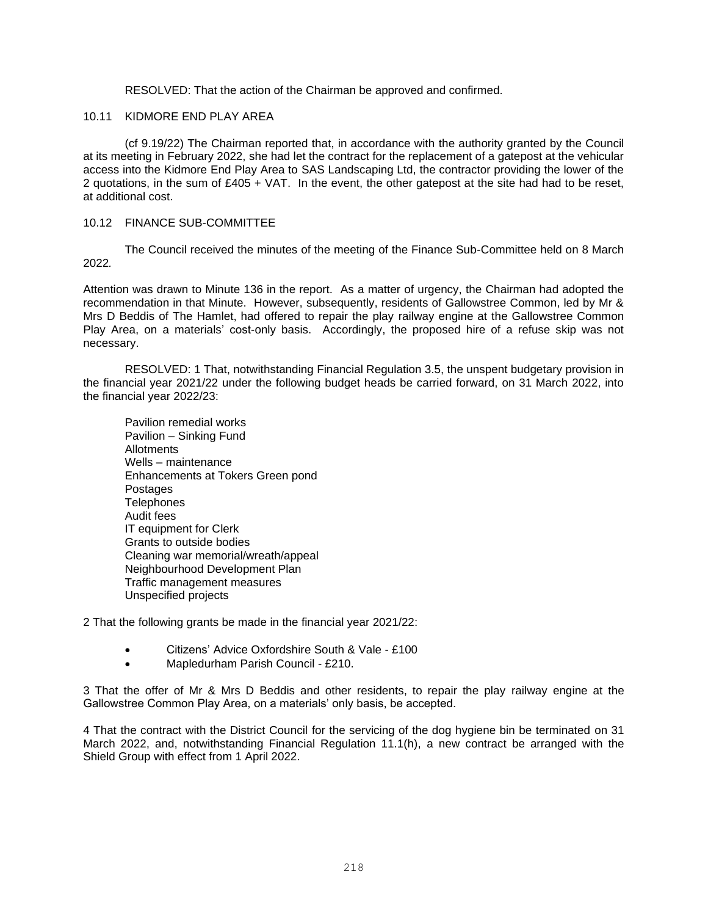RESOLVED: That the action of the Chairman be approved and confirmed.

10.11 KIDMORE END PLAY AREA

(cf 9.19/22) The Chairman reported that, in accordance with the authority granted by the Council at its meeting in February 2022, she had let the contract for the replacement of a gatepost at the vehicular access into the Kidmore End Play Area to SAS Landscaping Ltd, the contractor providing the lower of the 2 quotations, in the sum of £405 + VAT. In the event, the other gatepost at the site had had to be reset, at additional cost.

10.12 FINANCE SUB-COMMITTEE

The Council received the minutes of the meeting of the Finance Sub-Committee held on 8 March 2022.

Attention was drawn to Minute 136 in the report. As a matter of urgency, the Chairman had adopted the recommendation in that Minute. However, subsequently, residents of Gallowstree Common, led by Mr & Mrs D Beddis of The Hamlet, had offered to repair the play railway engine at the Gallowstree Common Play Area, on a materials' cost-only basis. Accordingly, the proposed hire of a refuse skip was not necessary.

RESOLVED: 1 That, notwithstanding Financial Regulation 3.5, the unspent budgetary provision in the financial year 2021/22 under the following budget heads be carried forward, on 31 March 2022, into the financial year 2022/23:

Pavilion remedial works
Pavilion – Sinking Fund
Allotments
Wells – maintenance
Enhancements at Tokers Green pond
Postages
Telephones
Audit fees
IT equipment for Clerk
Grants to outside bodies
Cleaning war memorial/wreath/appeal
Neighbourhood Development Plan
Traffic management measures
Unspecified projects

2 That the following grants be made in the financial year 2021/22:

- Citizens' Advice Oxfordshire South & Vale - £100
- Mapledurham Parish Council - £210.

3 That the offer of Mr & Mrs D Beddis and other residents, to repair the play railway engine at the Gallowstree Common Play Area, on a materials' only basis, be accepted.

4 That the contract with the District Council for the servicing of the dog hygiene bin be terminated on 31 March 2022, and, notwithstanding Financial Regulation 11.1(h), a new contract be arranged with the Shield Group with effect from 1 April 2022.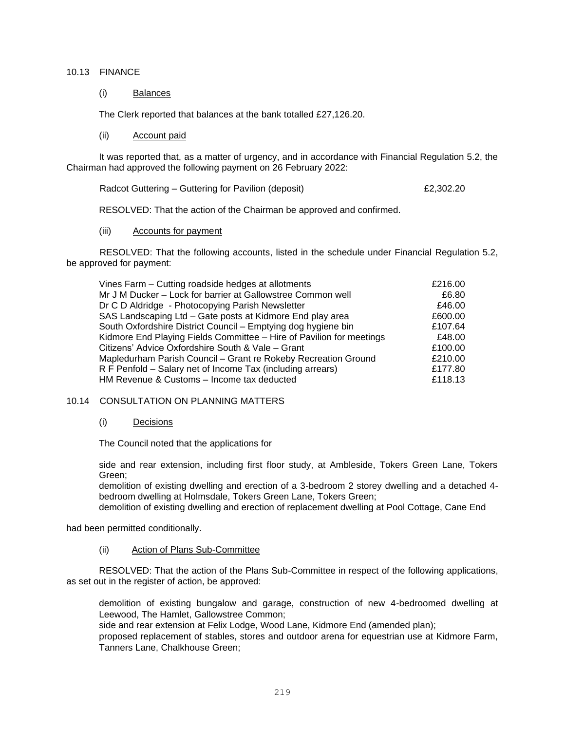## 10.13 FINANCE

### (i) Balances

The Clerk reported that balances at the bank totalled £27,126.20.

### (ii) Account paid

It was reported that, as a matter of urgency, and in accordance with Financial Regulation 5.2, the Chairman had approved the following payment on 26 February 2022:

| | |
|---|---|
| Radcot Guttering – Guttering for Pavilion (deposit) | £2,302.20 |

RESOLVED: That the action of the Chairman be approved and confirmed.

### (iii) Accounts for payment

RESOLVED: That the following accounts, listed in the schedule under Financial Regulation 5.2, be approved for payment:

| | |
|---|---|
| Vines Farm – Cutting roadside hedges at allotments | £216.00 |
| Mr J M Ducker – Lock for barrier at Gallowstree Common well | £6.80 |
| Dr C D Aldridge - Photocopying Parish Newsletter | £46.00 |
| SAS Landscaping Ltd – Gate posts at Kidmore End play area | £600.00 |
| South Oxfordshire District Council – Emptying dog hygiene bin | £107.64 |
| Kidmore End Playing Fields Committee – Hire of Pavilion for meetings | £48.00 |
| Citizens' Advice Oxfordshire South & Vale – Grant | £100.00 |
| Mapledurham Parish Council – Grant re Rokeby Recreation Ground | £210.00 |
| R F Penfold – Salary net of Income Tax (including arrears) | £177.80 |
| HM Revenue & Customs – Income tax deducted | £118.13 |

## 10.14 CONSULTATION ON PLANNING MATTERS

### (i) Decisions

The Council noted that the applications for

side and rear extension, including first floor study, at Ambleside, Tokers Green Lane, Tokers Green;
demolition of existing dwelling and erection of a 3-bedroom 2 storey dwelling and a detached 4-bedroom dwelling at Holmsdale, Tokers Green Lane, Tokers Green;
demolition of existing dwelling and erection of replacement dwelling at Pool Cottage, Cane End

had been permitted conditionally.

### (ii) Action of Plans Sub-Committee

RESOLVED: That the action of the Plans Sub-Committee in respect of the following applications, as set out in the register of action, be approved:

demolition of existing bungalow and garage, construction of new 4-bedroomed dwelling at Leewood, The Hamlet, Gallowstree Common;
side and rear extension at Felix Lodge, Wood Lane, Kidmore End (amended plan);
proposed replacement of stables, stores and outdoor arena for equestrian use at Kidmore Farm, Tanners Lane, Chalkhouse Green;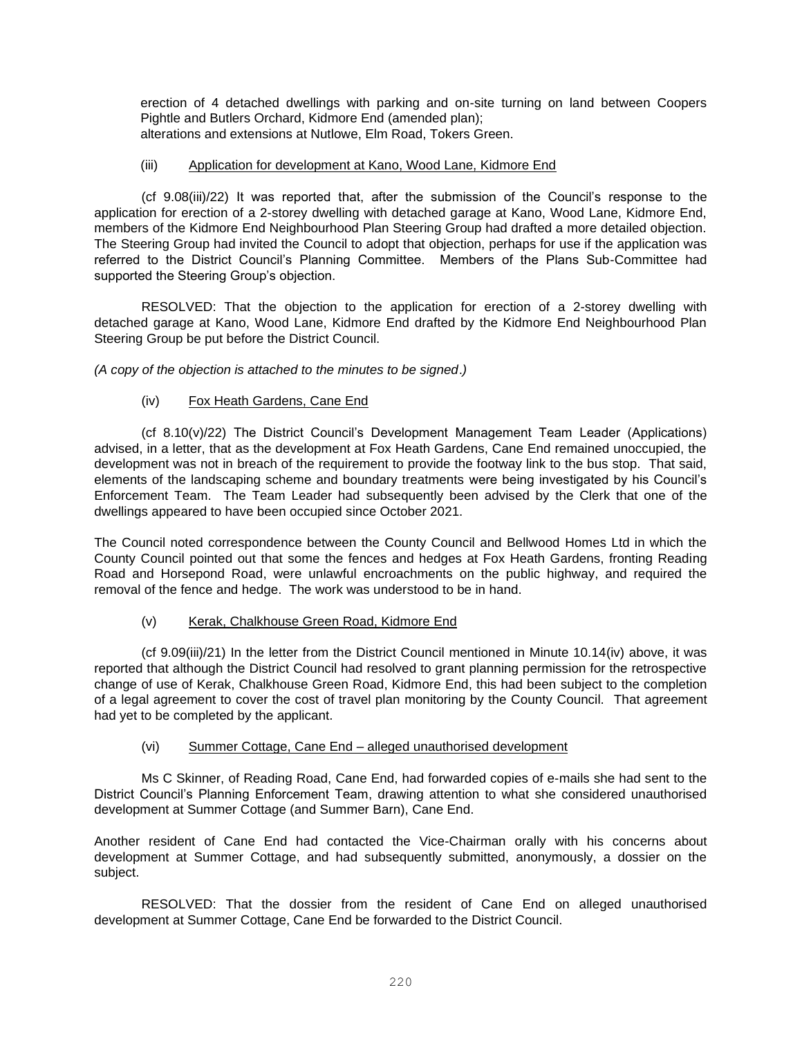erection of 4 detached dwellings with parking and on-site turning on land between Coopers Pightle and Butlers Orchard, Kidmore End (amended plan);
alterations and extensions at Nutlowe, Elm Road, Tokers Green.

(iii) Application for development at Kano, Wood Lane, Kidmore End

(cf 9.08(iii)/22) It was reported that, after the submission of the Council's response to the application for erection of a 2-storey dwelling with detached garage at Kano, Wood Lane, Kidmore End, members of the Kidmore End Neighbourhood Plan Steering Group had drafted a more detailed objection. The Steering Group had invited the Council to adopt that objection, perhaps for use if the application was referred to the District Council's Planning Committee. Members of the Plans Sub-Committee had supported the Steering Group's objection.

RESOLVED: That the objection to the application for erection of a 2-storey dwelling with detached garage at Kano, Wood Lane, Kidmore End drafted by the Kidmore End Neighbourhood Plan Steering Group be put before the District Council.

*(A copy of the objection is attached to the minutes to be signed.)*

(iv) Fox Heath Gardens, Cane End

(cf 8.10(v)/22) The District Council's Development Management Team Leader (Applications) advised, in a letter, that as the development at Fox Heath Gardens, Cane End remained unoccupied, the development was not in breach of the requirement to provide the footway link to the bus stop. That said, elements of the landscaping scheme and boundary treatments were being investigated by his Council's Enforcement Team. The Team Leader had subsequently been advised by the Clerk that one of the dwellings appeared to have been occupied since October 2021.

The Council noted correspondence between the County Council and Bellwood Homes Ltd in which the County Council pointed out that some the fences and hedges at Fox Heath Gardens, fronting Reading Road and Horsepond Road, were unlawful encroachments on the public highway, and required the removal of the fence and hedge. The work was understood to be in hand.

(v) Kerak, Chalkhouse Green Road, Kidmore End

(cf 9.09(iii)/21) In the letter from the District Council mentioned in Minute 10.14(iv) above, it was reported that although the District Council had resolved to grant planning permission for the retrospective change of use of Kerak, Chalkhouse Green Road, Kidmore End, this had been subject to the completion of a legal agreement to cover the cost of travel plan monitoring by the County Council. That agreement had yet to be completed by the applicant.

(vi) Summer Cottage, Cane End – alleged unauthorised development

Ms C Skinner, of Reading Road, Cane End, had forwarded copies of e-mails she had sent to the District Council's Planning Enforcement Team, drawing attention to what she considered unauthorised development at Summer Cottage (and Summer Barn), Cane End.

Another resident of Cane End had contacted the Vice-Chairman orally with his concerns about development at Summer Cottage, and had subsequently submitted, anonymously, a dossier on the subject.

RESOLVED: That the dossier from the resident of Cane End on alleged unauthorised development at Summer Cottage, Cane End be forwarded to the District Council.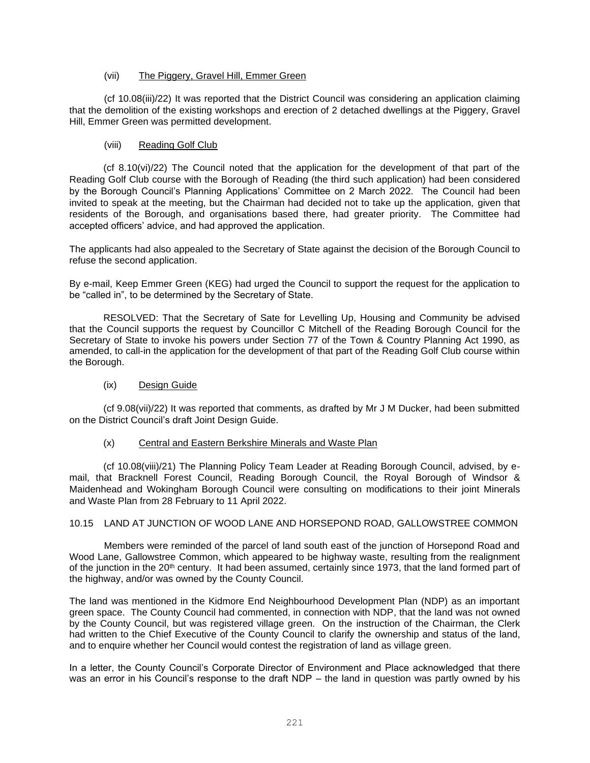(vii) The Piggery, Gravel Hill, Emmer Green

(cf 10.08(iii)/22) It was reported that the District Council was considering an application claiming that the demolition of the existing workshops and erection of 2 detached dwellings at the Piggery, Gravel Hill, Emmer Green was permitted development.

(viii) Reading Golf Club

(cf 8.10(vi)/22) The Council noted that the application for the development of that part of the Reading Golf Club course with the Borough of Reading (the third such application) had been considered by the Borough Council's Planning Applications' Committee on 2 March 2022. The Council had been invited to speak at the meeting, but the Chairman had decided not to take up the application, given that residents of the Borough, and organisations based there, had greater priority. The Committee had accepted officers' advice, and had approved the application.

The applicants had also appealed to the Secretary of State against the decision of the Borough Council to refuse the second application.

By e-mail, Keep Emmer Green (KEG) had urged the Council to support the request for the application to be "called in", to be determined by the Secretary of State.

RESOLVED: That the Secretary of Sate for Levelling Up, Housing and Community be advised that the Council supports the request by Councillor C Mitchell of the Reading Borough Council for the Secretary of State to invoke his powers under Section 77 of the Town & Country Planning Act 1990, as amended, to call-in the application for the development of that part of the Reading Golf Club course within the Borough.

(ix) Design Guide

(cf 9.08(vii)/22) It was reported that comments, as drafted by Mr J M Ducker, had been submitted on the District Council's draft Joint Design Guide.

(x) Central and Eastern Berkshire Minerals and Waste Plan

(cf 10.08(viii)/21) The Planning Policy Team Leader at Reading Borough Council, advised, by e-mail, that Bracknell Forest Council, Reading Borough Council, the Royal Borough of Windsor & Maidenhead and Wokingham Borough Council were consulting on modifications to their joint Minerals and Waste Plan from 28 February to 11 April 2022.

10.15 LAND AT JUNCTION OF WOOD LANE AND HORSEPOND ROAD, GALLOWSTREE COMMON

Members were reminded of the parcel of land south east of the junction of Horsepond Road and Wood Lane, Gallowstree Common, which appeared to be highway waste, resulting from the realignment of the junction in the 20th century. It had been assumed, certainly since 1973, that the land formed part of the highway, and/or was owned by the County Council.

The land was mentioned in the Kidmore End Neighbourhood Development Plan (NDP) as an important green space. The County Council had commented, in connection with NDP, that the land was not owned by the County Council, but was registered village green. On the instruction of the Chairman, the Clerk had written to the Chief Executive of the County Council to clarify the ownership and status of the land, and to enquire whether her Council would contest the registration of land as village green.

In a letter, the County Council's Corporate Director of Environment and Place acknowledged that there was an error in his Council's response to the draft NDP – the land in question was partly owned by his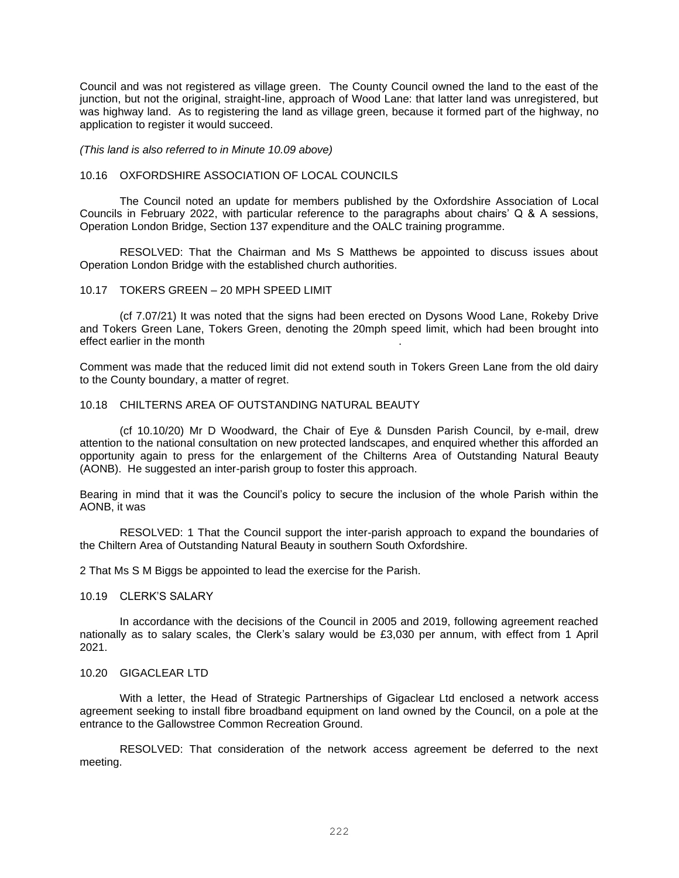Council and was not registered as village green. The County Council owned the land to the east of the junction, but not the original, straight-line, approach of Wood Lane: that latter land was unregistered, but was highway land. As to registering the land as village green, because it formed part of the highway, no application to register it would succeed.

*(This land is also referred to in Minute 10.09 above)*

10.16 OXFORDSHIRE ASSOCIATION OF LOCAL COUNCILS

The Council noted an update for members published by the Oxfordshire Association of Local Councils in February 2022, with particular reference to the paragraphs about chairs' Q & A sessions, Operation London Bridge, Section 137 expenditure and the OALC training programme.

RESOLVED: That the Chairman and Ms S Matthews be appointed to discuss issues about Operation London Bridge with the established church authorities.

10.17 TOKERS GREEN – 20 MPH SPEED LIMIT

(cf 7.07/21) It was noted that the signs had been erected on Dysons Wood Lane, Rokeby Drive and Tokers Green Lane, Tokers Green, denoting the 20mph speed limit, which had been brought into effect earlier in the month .

Comment was made that the reduced limit did not extend south in Tokers Green Lane from the old dairy to the County boundary, a matter of regret.

10.18 CHILTERNS AREA OF OUTSTANDING NATURAL BEAUTY

(cf 10.10/20) Mr D Woodward, the Chair of Eye & Dunsden Parish Council, by e-mail, drew attention to the national consultation on new protected landscapes, and enquired whether this afforded an opportunity again to press for the enlargement of the Chilterns Area of Outstanding Natural Beauty (AONB). He suggested an inter-parish group to foster this approach.

Bearing in mind that it was the Council's policy to secure the inclusion of the whole Parish within the AONB, it was

RESOLVED: 1 That the Council support the inter-parish approach to expand the boundaries of the Chiltern Area of Outstanding Natural Beauty in southern South Oxfordshire.

2 That Ms S M Biggs be appointed to lead the exercise for the Parish.

10.19 CLERK'S SALARY

In accordance with the decisions of the Council in 2005 and 2019, following agreement reached nationally as to salary scales, the Clerk's salary would be £3,030 per annum, with effect from 1 April 2021.

10.20 GIGACLEAR LTD

With a letter, the Head of Strategic Partnerships of Gigaclear Ltd enclosed a network access agreement seeking to install fibre broadband equipment on land owned by the Council, on a pole at the entrance to the Gallowstree Common Recreation Ground.

RESOLVED: That consideration of the network access agreement be deferred to the next meeting.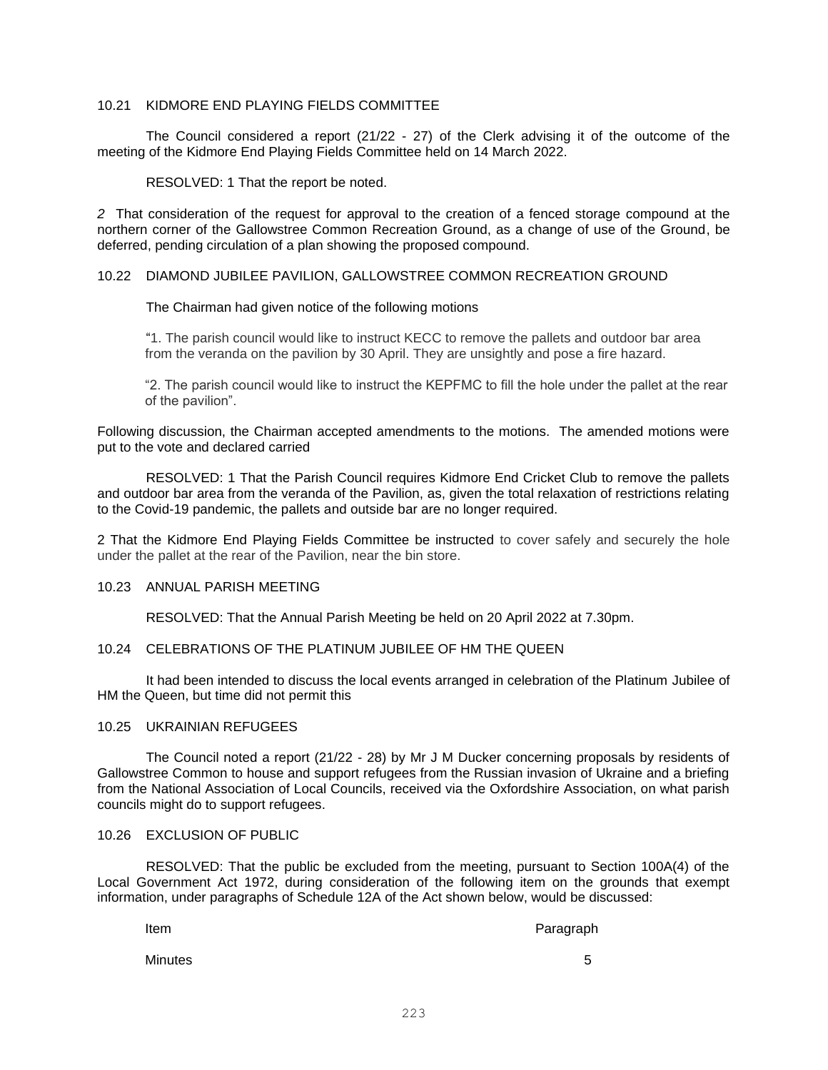### 10.21 KIDMORE END PLAYING FIELDS COMMITTEE

The Council considered a report (21/22 - 27) of the Clerk advising it of the outcome of the meeting of the Kidmore End Playing Fields Committee held on 14 March 2022.

RESOLVED: 1 That the report be noted.

*2* That consideration of the request for approval to the creation of a fenced storage compound at the northern corner of the Gallowstree Common Recreation Ground, as a change of use of the Ground, be deferred, pending circulation of a plan showing the proposed compound.

### 10.22 DIAMOND JUBILEE PAVILION, GALLOWSTREE COMMON RECREATION GROUND

The Chairman had given notice of the following motions

"1. The parish council would like to instruct KECC to remove the pallets and outdoor bar area from the veranda on the pavilion by 30 April. They are unsightly and pose a fire hazard.

"2. The parish council would like to instruct the KEPFMC to fill the hole under the pallet at the rear of the pavilion".

Following discussion, the Chairman accepted amendments to the motions. The amended motions were put to the vote and declared carried

RESOLVED: 1 That the Parish Council requires Kidmore End Cricket Club to remove the pallets and outdoor bar area from the veranda of the Pavilion, as, given the total relaxation of restrictions relating to the Covid-19 pandemic, the pallets and outside bar are no longer required.

2 That the Kidmore End Playing Fields Committee be instructed to cover safely and securely the hole under the pallet at the rear of the Pavilion, near the bin store.

### 10.23 ANNUAL PARISH MEETING

RESOLVED: That the Annual Parish Meeting be held on 20 April 2022 at 7.30pm.

### 10.24 CELEBRATIONS OF THE PLATINUM JUBILEE OF HM THE QUEEN

It had been intended to discuss the local events arranged in celebration of the Platinum Jubilee of HM the Queen, but time did not permit this

### 10.25 UKRAINIAN REFUGEES

The Council noted a report (21/22 - 28) by Mr J M Ducker concerning proposals by residents of Gallowstree Common to house and support refugees from the Russian invasion of Ukraine and a briefing from the National Association of Local Councils, received via the Oxfordshire Association, on what parish councils might do to support refugees.

### 10.26 EXCLUSION OF PUBLIC

RESOLVED: That the public be excluded from the meeting, pursuant to Section 100A(4) of the Local Government Act 1972, during consideration of the following item on the grounds that exempt information, under paragraphs of Schedule 12A of the Act shown below, would be discussed:

| Item | Paragraph |
|---|---|
| Minutes | 5 |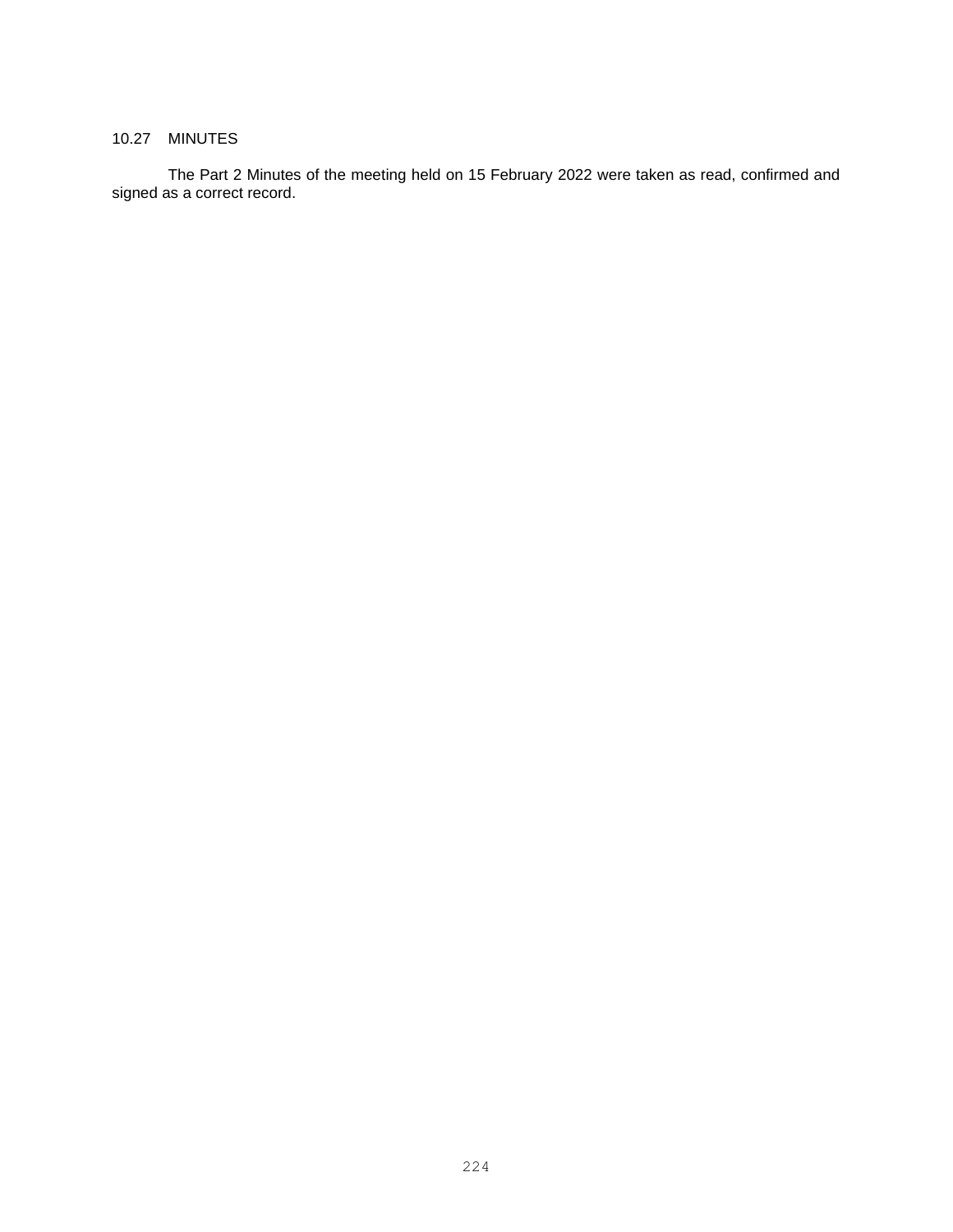## 10.27 MINUTES

The Part 2 Minutes of the meeting held on 15 February 2022 were taken as read, confirmed and signed as a correct record.